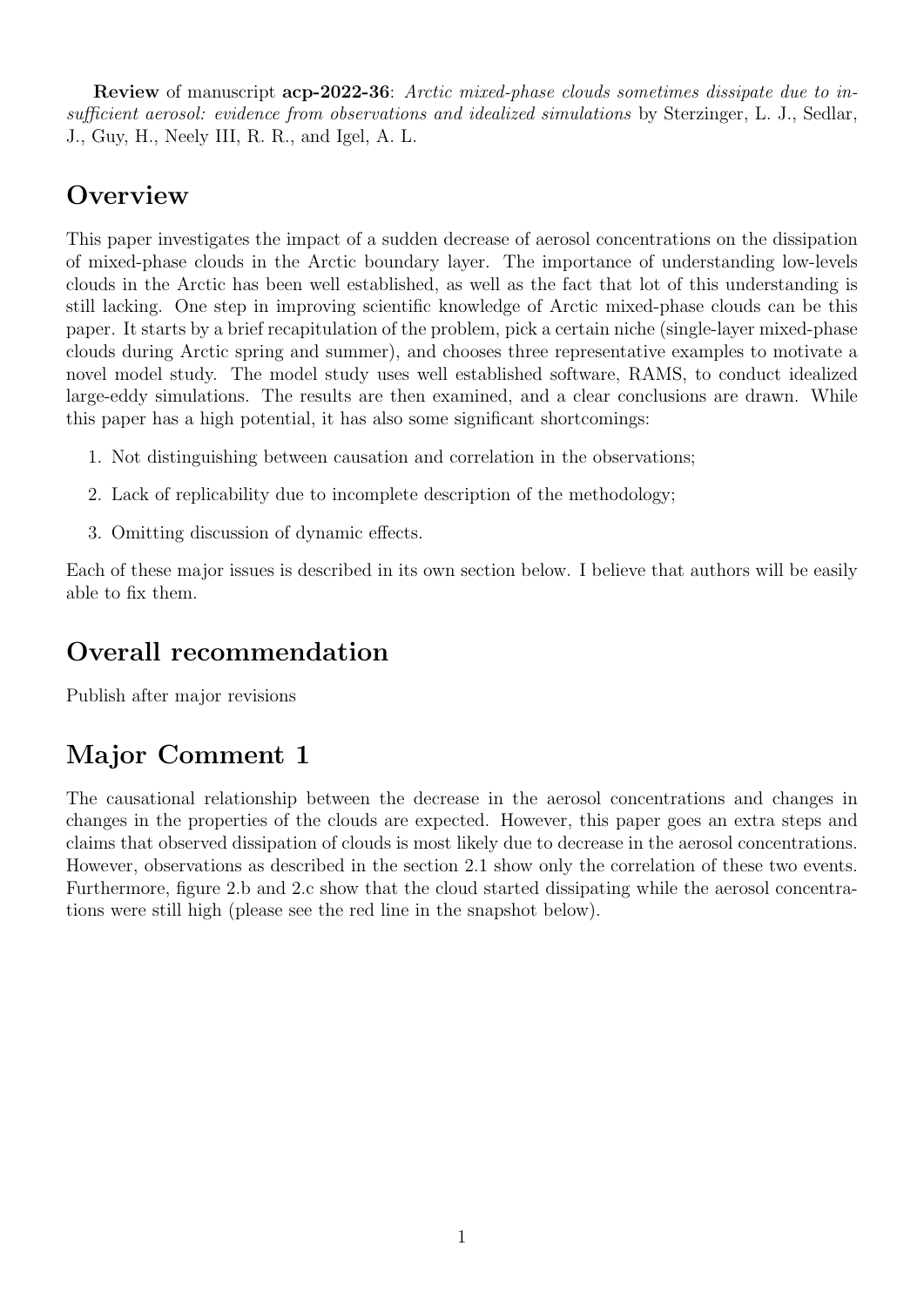**Review** of manuscript **acp-2022-36**: *Arctic mixed-phase clouds sometimes dissipate due to insufficient aerosol: evidence from observations and idealized simulations* by Sterzinger, L. J., Sedlar, J., Guy, H., Neely III, R. R., and Igel, A. L.

# Overview

This paper investigates the impact of a sudden decrease of aerosol concentrations on the dissipation of mixed-phase clouds in the Arctic boundary layer. The importance of understanding low-levels clouds in the Arctic has been well established, as well as the fact that lot of this understanding is still lacking. One step in improving scientific knowledge of Arctic mixed-phase clouds can be this paper. It starts by a brief recapitulation of the problem, pick a certain niche (single-layer mixed-phase clouds during Arctic spring and summer), and chooses three representative examples to motivate a novel model study. The model study uses well established software, RAMS, to conduct idealized large-eddy simulations. The results are then examined, and a clear conclusions are drawn. While this paper has a high potential, it has also some significant shortcomings:

1. Not distinguishing between causation and correlation in the observations;
2. Lack of replicability due to incomplete description of the methodology;
3. Omitting discussion of dynamic effects.

Each of these major issues is described in its own section below. I believe that authors will be easily able to fix them.

# Overall recommendation

Publish after major revisions

# Major Comment 1

The causational relationship between the decrease in the aerosol concentrations and changes in changes in the properties of the clouds are expected. However, this paper goes an extra steps and claims that observed dissipation of clouds is most likely due to decrease in the aerosol concentrations. However, observations as described in the section 2.1 show only the correlation of these two events. Furthermore, figure 2.b and 2.c show that the cloud started dissipating while the aerosol concentrations were still high (please see the red line in the snapshot below).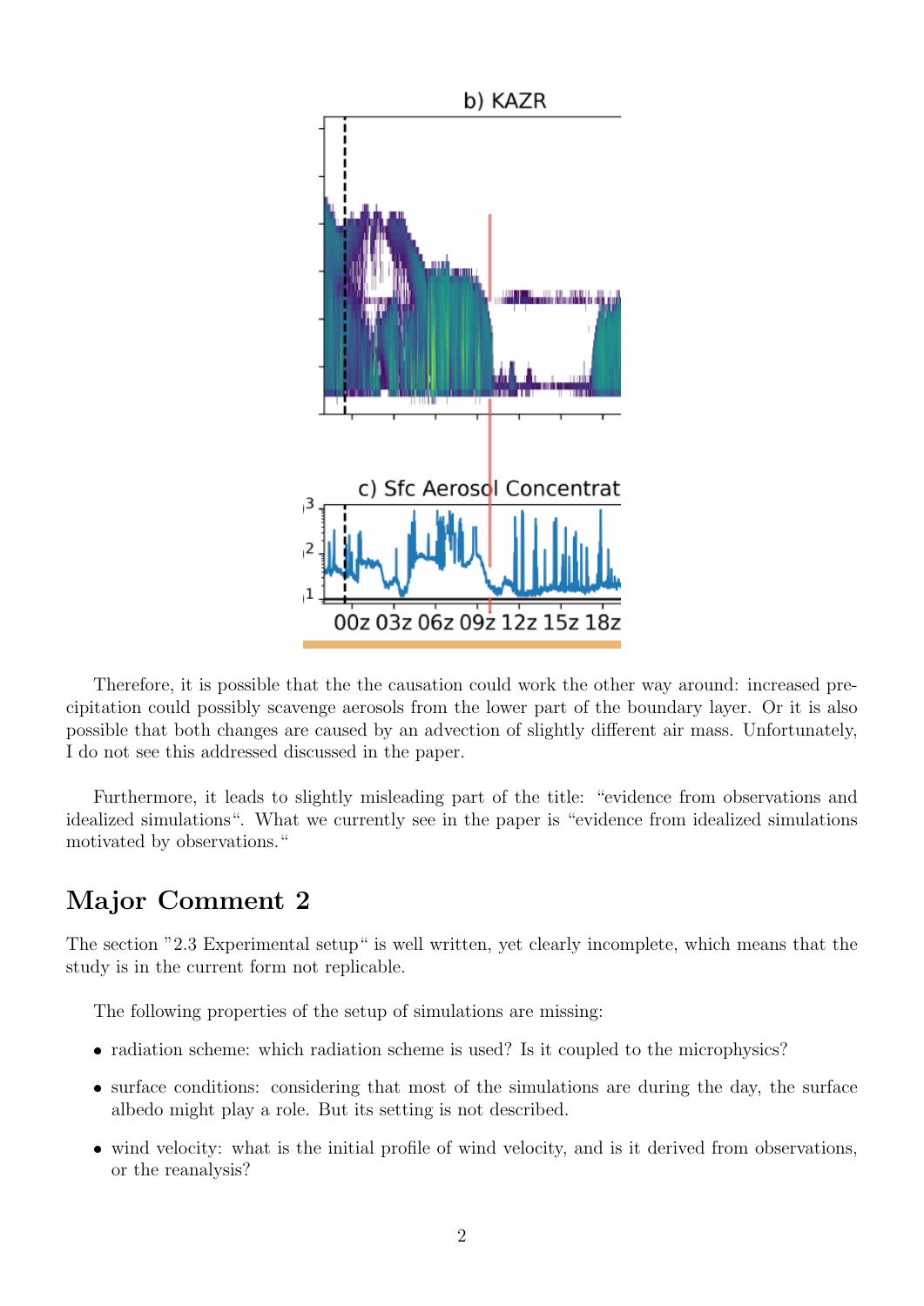Therefore, it is possible that the the causation could work the other way around: increased precipitation could possibly scavenge aerosols from the lower part of the boundary layer. Or it is also possible that both changes are caused by an advection of slightly different air mass. Unfortunately, I do not see this addressed discussed in the paper.

Furthermore, it leads to slightly misleading part of the title: "evidence from observations and idealized simulations". What we currently see in the paper is "evidence from idealized simulations motivated by observations."

## Major Comment 2

The section "2.3 Experimental setup" is well written, yet clearly incomplete, which means that the study is in the current form not replicable.

The following properties of the setup of simulations are missing:

- radiation scheme: which radiation scheme is used? Is it coupled to the microphysics?
- surface conditions: considering that most of the simulations are during the day, the surface albedo might play a role. But its setting is not described.
- wind velocity: what is the initial profile of wind velocity, and is it derived from observations, or the reanalysis?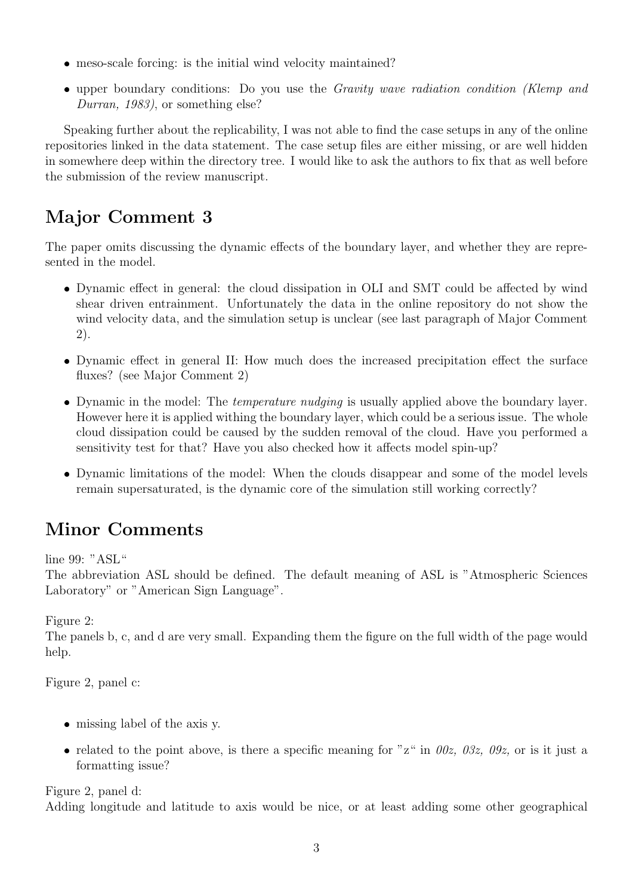- meso-scale forcing: is the initial wind velocity maintained?
- upper boundary conditions: Do you use the *Gravity wave radiation condition (Klemp and Durran, 1983)*, or something else?

Speaking further about the replicability, I was not able to find the case setups in any of the online repositories linked in the data statement. The case setup files are either missing, or are well hidden in somewhere deep within the directory tree. I would like to ask the authors to fix that as well before the submission of the review manuscript.

## Major Comment 3

The paper omits discussing the dynamic effects of the boundary layer, and whether they are represented in the model.

- Dynamic effect in general: the cloud dissipation in OLI and SMT could be affected by wind shear driven entrainment. Unfortunately the data in the online repository do not show the wind velocity data, and the simulation setup is unclear (see last paragraph of Major Comment 2).
- Dynamic effect in general II: How much does the increased precipitation effect the surface fluxes? (see Major Comment 2)
- Dynamic in the model: The *temperature nudging* is usually applied above the boundary layer. However here it is applied withing the boundary layer, which could be a serious issue. The whole cloud dissipation could be caused by the sudden removal of the cloud. Have you performed a sensitivity test for that? Have you also checked how it affects model spin-up?
- Dynamic limitations of the model: When the clouds disappear and some of the model levels remain supersaturated, is the dynamic core of the simulation still working correctly?

## Minor Comments

line 99: "ASL"
The abbreviation ASL should be defined. The default meaning of ASL is "Atmospheric Sciences Laboratory" or "American Sign Language".

Figure 2:
The panels b, c, and d are very small. Expanding them the figure on the full width of the page would help.

Figure 2, panel c:

- missing label of the axis y.
- related to the point above, is there a specific meaning for "z" in *00z, 03z, 09z,* or is it just a formatting issue?

Figure 2, panel d:
Adding longitude and latitude to axis would be nice, or at least adding some other geographical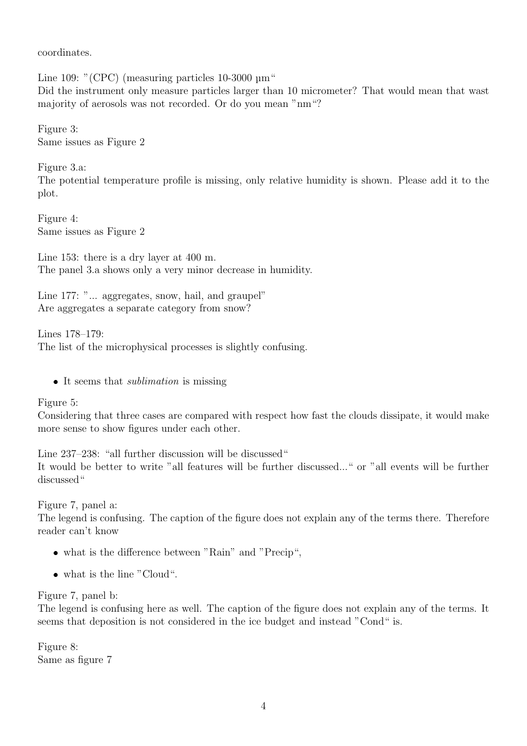coordinates.

Line 109: "(CPC) (measuring particles 10-3000 µm"
Did the instrument only measure particles larger than 10 micrometer? That would mean that wast majority of aerosols was not recorded. Or do you mean "nm"?

Figure 3:
Same issues as Figure 2

Figure 3.a:
The potential temperature profile is missing, only relative humidity is shown. Please add it to the plot.

Figure 4:
Same issues as Figure 2

Line 153: there is a dry layer at 400 m.
The panel 3.a shows only a very minor decrease in humidity.

Line 177: "... aggregates, snow, hail, and graupel"
Are aggregates a separate category from snow?

Lines 178–179:
The list of the microphysical processes is slightly confusing.

- It seems that *sublimation* is missing

Figure 5:
Considering that three cases are compared with respect how fast the clouds dissipate, it would make more sense to show figures under each other.

Line 237–238: "all further discussion will be discussed"
It would be better to write "all features will be further discussed..." or "all events will be further discussed"

Figure 7, panel a:
The legend is confusing. The caption of the figure does not explain any of the terms there. Therefore reader can't know

- what is the difference between "Rain" and "Precip",
- what is the line "Cloud".

Figure 7, panel b:
The legend is confusing here as well. The caption of the figure does not explain any of the terms. It seems that deposition is not considered in the ice budget and instead "Cond" is.

Figure 8:
Same as figure 7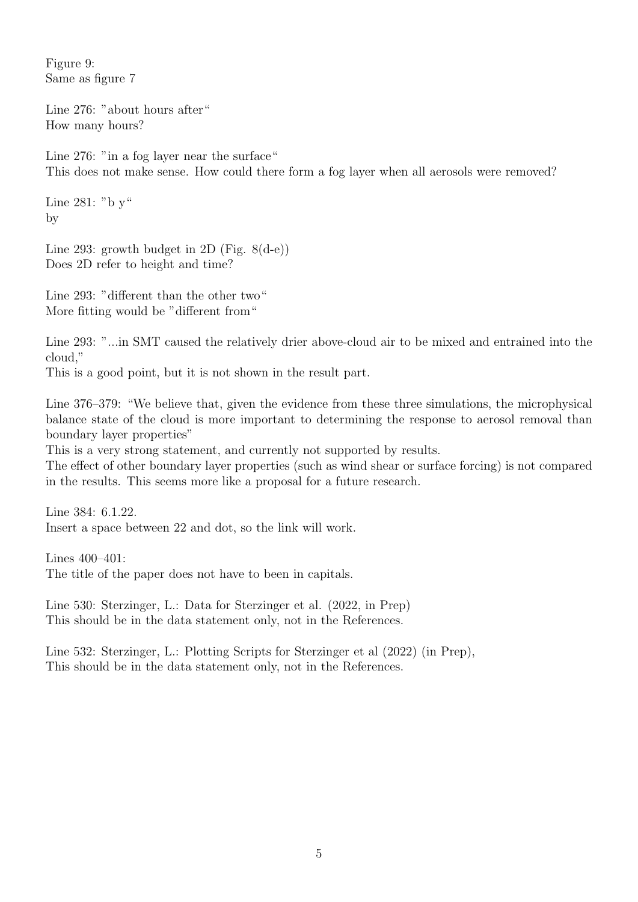Figure 9:
Same as figure 7

Line 276: "about hours after"
How many hours?

Line 276: "in a fog layer near the surface"
This does not make sense. How could there form a fog layer when all aerosols were removed?

Line 281: "b y"
by

Line 293: growth budget in 2D (Fig. 8(d-e))
Does 2D refer to height and time?

Line 293: "different than the other two"
More fitting would be "different from"

Line 293: "...in SMT caused the relatively drier above-cloud air to be mixed and entrained into the cloud,"
This is a good point, but it is not shown in the result part.

Line 376–379: "We believe that, given the evidence from these three simulations, the microphysical balance state of the cloud is more important to determining the response to aerosol removal than boundary layer properties"
This is a very strong statement, and currently not supported by results.
The effect of other boundary layer properties (such as wind shear or surface forcing) is not compared in the results. This seems more like a proposal for a future research.

Line 384: 6.1.22.
Insert a space between 22 and dot, so the link will work.

Lines 400–401:
The title of the paper does not have to been in capitals.

Line 530: Sterzinger, L.: Data for Sterzinger et al. (2022, in Prep)
This should be in the data statement only, not in the References.

Line 532: Sterzinger, L.: Plotting Scripts for Sterzinger et al (2022) (in Prep),
This should be in the data statement only, not in the References.